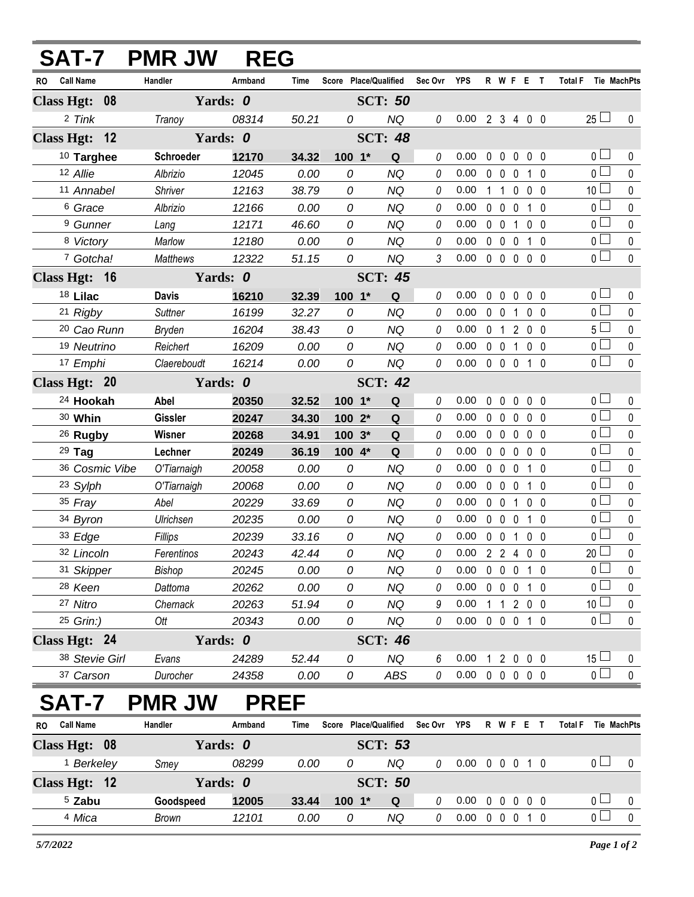# SAT-7 PMR JW REG

| RO | Call Name | Handler | Armband | Time | Score | Place/Qualified | Sec Ovr | YPS | R | W | F | E | T | Total F | Tie | MachPts |
|---|---|---|---|---|---|---|---|---|---|---|---|---|---|---|---|---|
| **Class Hgt: 08** | | **Yards: 0** | | | | **SCT: 50** | | | | | | | | | | |
| 2 | *Tink* | *Tranoy* | *08314* | *50.21* | *0* | *NQ* | 0 | 0.00 | 2 | 3 | 4 | 0 | 0 | 25 | ☐ | 0 |
| **Class Hgt: 12** | | **Yards: 0** | | | | **SCT: 48** | | | | | | | | | | |
| 10 | **Targhee** | **Schroeder** | **12170** | **34.32** | **100** | **1* Q** | 0 | 0.00 | 0 | 0 | 0 | 0 | 0 | 0 | ☐ | 0 |
| 12 | *Allie* | *Albrizio* | *12045* | *0.00* | *0* | *NQ* | 0 | 0.00 | 0 | 0 | 0 | 1 | 0 | 0 | ☐ | 0 |
| 11 | *Annabel* | *Shriver* | *12163* | *38.79* | *0* | *NQ* | 0 | 0.00 | 1 | 1 | 0 | 0 | 0 | 10 | ☐ | 0 |
| 6 | *Grace* | *Albrizio* | *12166* | *0.00* | *0* | *NQ* | 0 | 0.00 | 0 | 0 | 0 | 1 | 0 | 0 | ☐ | 0 |
| 9 | *Gunner* | *Lang* | *12171* | *46.60* | *0* | *NQ* | 0 | 0.00 | 0 | 0 | 1 | 0 | 0 | 0 | ☐ | 0 |
| 8 | *Victory* | *Marlow* | *12180* | *0.00* | *0* | *NQ* | 0 | 0.00 | 0 | 0 | 0 | 1 | 0 | 0 | ☐ | 0 |
| 7 | *Gotcha!* | *Matthews* | *12322* | *51.15* | *0* | *NQ* | 3 | 0.00 | 0 | 0 | 0 | 0 | 0 | 0 | ☐ | 0 |
| **Class Hgt: 16** | | **Yards: 0** | | | | **SCT: 45** | | | | | | | | | | |
| 18 | **Lilac** | **Davis** | **16210** | **32.39** | **100** | **1* Q** | 0 | 0.00 | 0 | 0 | 0 | 0 | 0 | 0 | ☐ | 0 |
| 21 | *Rigby* | *Suttner* | *16199* | *32.27* | *0* | *NQ* | 0 | 0.00 | 0 | 0 | 1 | 0 | 0 | 0 | ☐ | 0 |
| 20 | *Cao Runn* | *Bryden* | *16204* | *38.43* | *0* | *NQ* | 0 | 0.00 | 0 | 1 | 2 | 0 | 0 | 5 | ☐ | 0 |
| 19 | *Neutrino* | *Reichert* | *16209* | *0.00* | *0* | *NQ* | 0 | 0.00 | 0 | 0 | 1 | 0 | 0 | 0 | ☐ | 0 |
| 17 | *Emphi* | *Claereboudt* | *16214* | *0.00* | *0* | *NQ* | 0 | 0.00 | 0 | 0 | 0 | 1 | 0 | 0 | ☐ | 0 |
| **Class Hgt: 20** | | **Yards: 0** | | | | **SCT: 42** | | | | | | | | | | |
| 24 | **Hookah** | **Abel** | **20350** | **32.52** | **100** | **1* Q** | 0 | 0.00 | 0 | 0 | 0 | 0 | 0 | 0 | ☐ | 0 |
| 30 | **Whin** | **Gissler** | **20247** | **34.30** | **100** | **2* Q** | 0 | 0.00 | 0 | 0 | 0 | 0 | 0 | 0 | ☐ | 0 |
| 26 | **Rugby** | **Wisner** | **20268** | **34.91** | **100** | **3* Q** | 0 | 0.00 | 0 | 0 | 0 | 0 | 0 | 0 | ☐ | 0 |
| 29 | **Tag** | **Lechner** | **20249** | **36.19** | **100** | **4* Q** | 0 | 0.00 | 0 | 0 | 0 | 0 | 0 | 0 | ☐ | 0 |
| 36 | *Cosmic Vibe* | *O'Tiarnaigh* | *20058* | *0.00* | *0* | *NQ* | 0 | 0.00 | 0 | 0 | 0 | 1 | 0 | 0 | ☐ | 0 |
| 23 | *Sylph* | *O'Tiarnaigh* | *20068* | *0.00* | *0* | *NQ* | 0 | 0.00 | 0 | 0 | 0 | 1 | 0 | 0 | ☐ | 0 |
| 35 | *Fray* | *Abel* | *20229* | *33.69* | *0* | *NQ* | 0 | 0.00 | 0 | 0 | 1 | 0 | 0 | 0 | ☐ | 0 |
| 34 | *Byron* | *Ulrichsen* | *20235* | *0.00* | *0* | *NQ* | 0 | 0.00 | 0 | 0 | 0 | 1 | 0 | 0 | ☐ | 0 |
| 33 | *Edge* | *Fillips* | *20239* | *33.16* | *0* | *NQ* | 0 | 0.00 | 0 | 0 | 1 | 0 | 0 | 0 | ☐ | 0 |
| 32 | *Lincoln* | *Ferentinos* | *20243* | *42.44* | *0* | *NQ* | 0 | 0.00 | 2 | 2 | 4 | 0 | 0 | 20 | ☐ | 0 |
| 31 | *Skipper* | *Bishop* | *20245* | *0.00* | *0* | *NQ* | 0 | 0.00 | 0 | 0 | 0 | 1 | 0 | 0 | ☐ | 0 |
| 28 | *Keen* | *Dattoma* | *20262* | *0.00* | *0* | *NQ* | 0 | 0.00 | 0 | 0 | 0 | 1 | 0 | 0 | ☐ | 0 |
| 27 | *Nitro* | *Chernack* | *20263* | *51.94* | *0* | *NQ* | 9 | 0.00 | 1 | 1 | 2 | 0 | 0 | 10 | ☐ | 0 |
| 25 | *Grin:)* | *Ott* | *20343* | *0.00* | *0* | *NQ* | 0 | 0.00 | 0 | 0 | 0 | 1 | 0 | 0 | ☐ | 0 |
| **Class Hgt: 24** | | **Yards: 0** | | | | **SCT: 46** | | | | | | | | | | |
| 38 | *Stevie Girl* | *Evans* | *24289* | *52.44* | *0* | *NQ* | 6 | 0.00 | 1 | 2 | 0 | 0 | 0 | 15 | ☐ | 0 |
| 37 | *Carson* | *Durocher* | *24358* | *0.00* | *0* | *ABS* | 0 | 0.00 | 0 | 0 | 0 | 0 | 0 | 0 | ☐ | 0 |

# SAT-7 PMR JW PREF

| RO | Call Name | Handler | Armband | Time | Score | Place/Qualified | Sec Ovr | YPS | R | W | F | E | T | Total F | Tie | MachPts |
|---|---|---|---|---|---|---|---|---|---|---|---|---|---|---|---|---|
| **Class Hgt: 08** | | **Yards: 0** | | | | **SCT: 53** | | | | | | | | | | |
| 1 | *Berkeley* | *Smey* | *08299* | *0.00* | *0* | *NQ* | 0 | 0.00 | 0 | 0 | 0 | 1 | 0 | 0 | ☐ | 0 |
| **Class Hgt: 12** | | **Yards: 0** | | | | **SCT: 50** | | | | | | | | | | |
| 5 | **Zabu** | **Goodspeed** | **12005** | **33.44** | **100** | **1* Q** | 0 | 0.00 | 0 | 0 | 0 | 0 | 0 | 0 | ☐ | 0 |
| 4 | *Mica* | *Brown* | *12101* | *0.00* | *0* | *NQ* | 0 | 0.00 | 0 | 0 | 0 | 1 | 0 | 0 | ☐ | 0 |

*5/7/2022*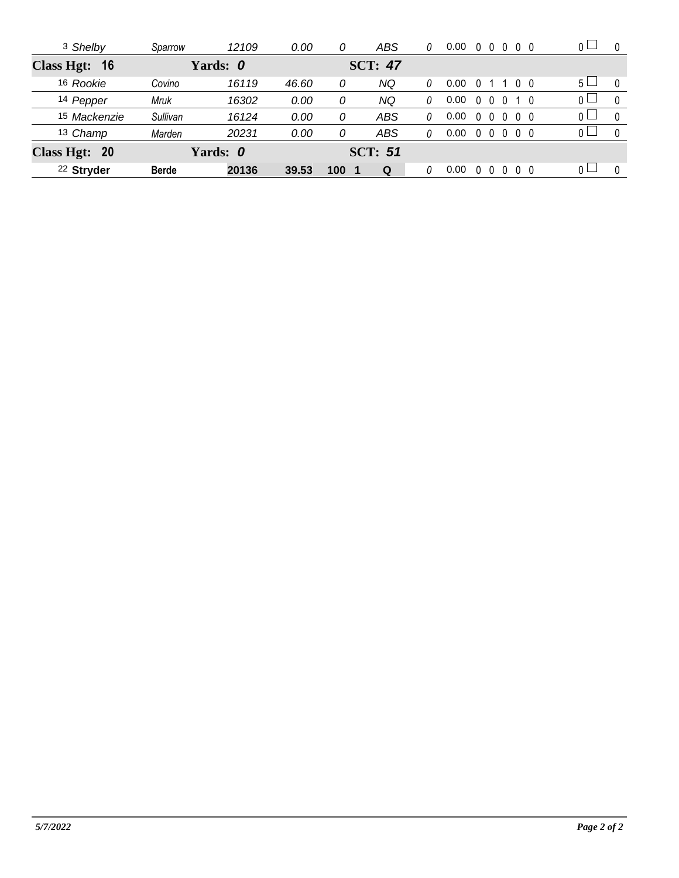| | | | | | | | | | | | | | | | |
|---|---|---|---|---|---|---|---|---|---|---|---|---|---|---|---|
| 3 *Shelby* | *Sparrow* | *12109* | *0.00* | *0* | | *ABS* | *0* | 0.00 | 0 | 0 | 0 | 0 | 0 | 0 ☐ | 0 |
| **Class Hgt: 16** | **Yards: *0*** | | | | **SCT: *47*** | | | | | | | | | | |
| 16 *Rookie* | *Covino* | *16119* | *46.60* | *0* | | *NQ* | *0* | 0.00 | 0 | 1 | 1 | 0 | 0 | 5 ☐ | 0 |
| 14 *Pepper* | *Mruk* | *16302* | *0.00* | *0* | | *NQ* | *0* | 0.00 | 0 | 0 | 0 | 1 | 0 | 0 ☐ | 0 |
| 15 *Mackenzie* | *Sullivan* | *16124* | *0.00* | *0* | | *ABS* | *0* | 0.00 | 0 | 0 | 0 | 0 | 0 | 0 ☐ | 0 |
| 13 *Champ* | *Marden* | *20231* | *0.00* | *0* | | *ABS* | *0* | 0.00 | 0 | 0 | 0 | 0 | 0 | 0 ☐ | 0 |
| **Class Hgt: 20** | **Yards: *0*** | | | | **SCT: *51*** | | | | | | | | | | |
| 22 **Stryder** | **Berde** | **20136** | **39.53** | **100** | **1** | **Q** | *0* | 0.00 | 0 | 0 | 0 | 0 | 0 | 0 ☐ | 0 |

*5/7/2022*